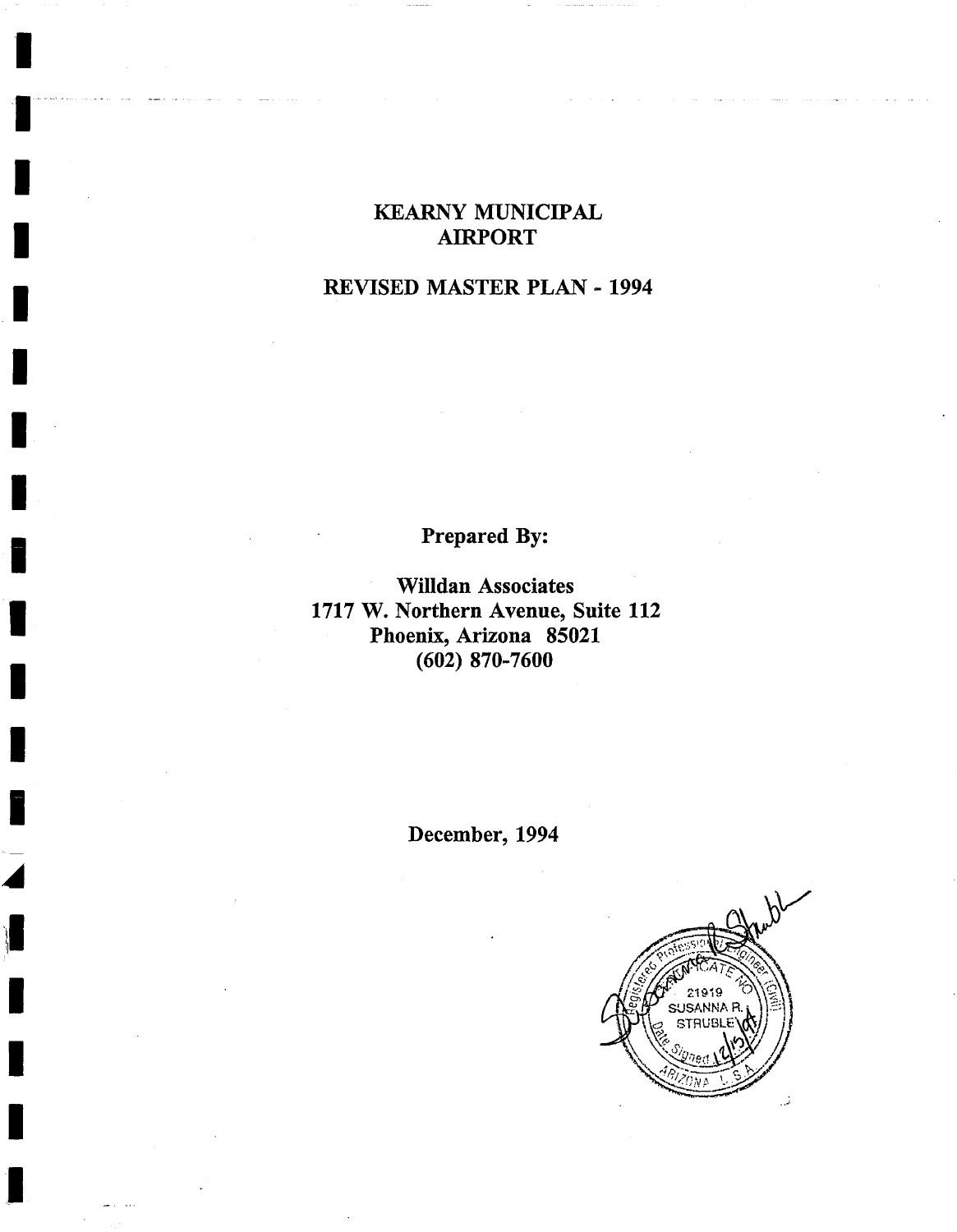# KEARNY MUNICIPAL AIRPORT

## REVISED MASTER PLAN - 1994

**Prepared By:**

**Willdan Associates**
**1717 W. Northern Avenue, Suite 112**
**Phoenix, Arizona 85021**
**(602) 870-7600**

**December, 1994**

Registered Professional Engineer (Civil)
Certificate No. 21919
SUSANNA R. STRUBLE
Date Signed 12/5/94
ARIZONA, U.S.A.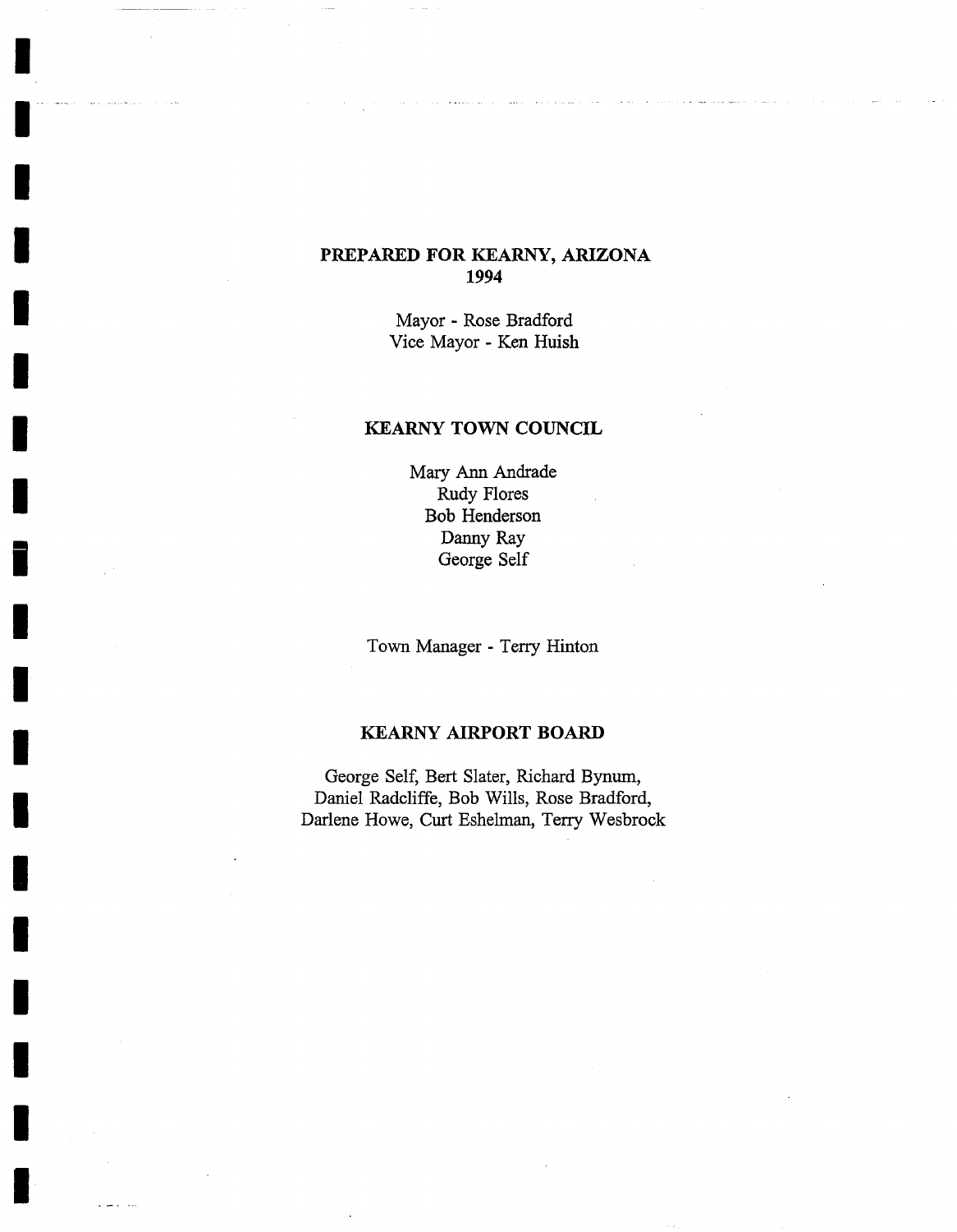**PREPARED FOR KEARNY, ARIZONA**
**1994**

Mayor - Rose Bradford
Vice Mayor - Ken Huish

**KEARNY TOWN COUNCIL**

Mary Ann Andrade
Rudy Flores
Bob Henderson
Danny Ray
George Self

Town Manager - Terry Hinton

**KEARNY AIRPORT BOARD**

George Self, Bert Slater, Richard Bynum,
Daniel Radcliffe, Bob Wills, Rose Bradford,
Darlene Howe, Curt Eshelman, Terry Wesbrock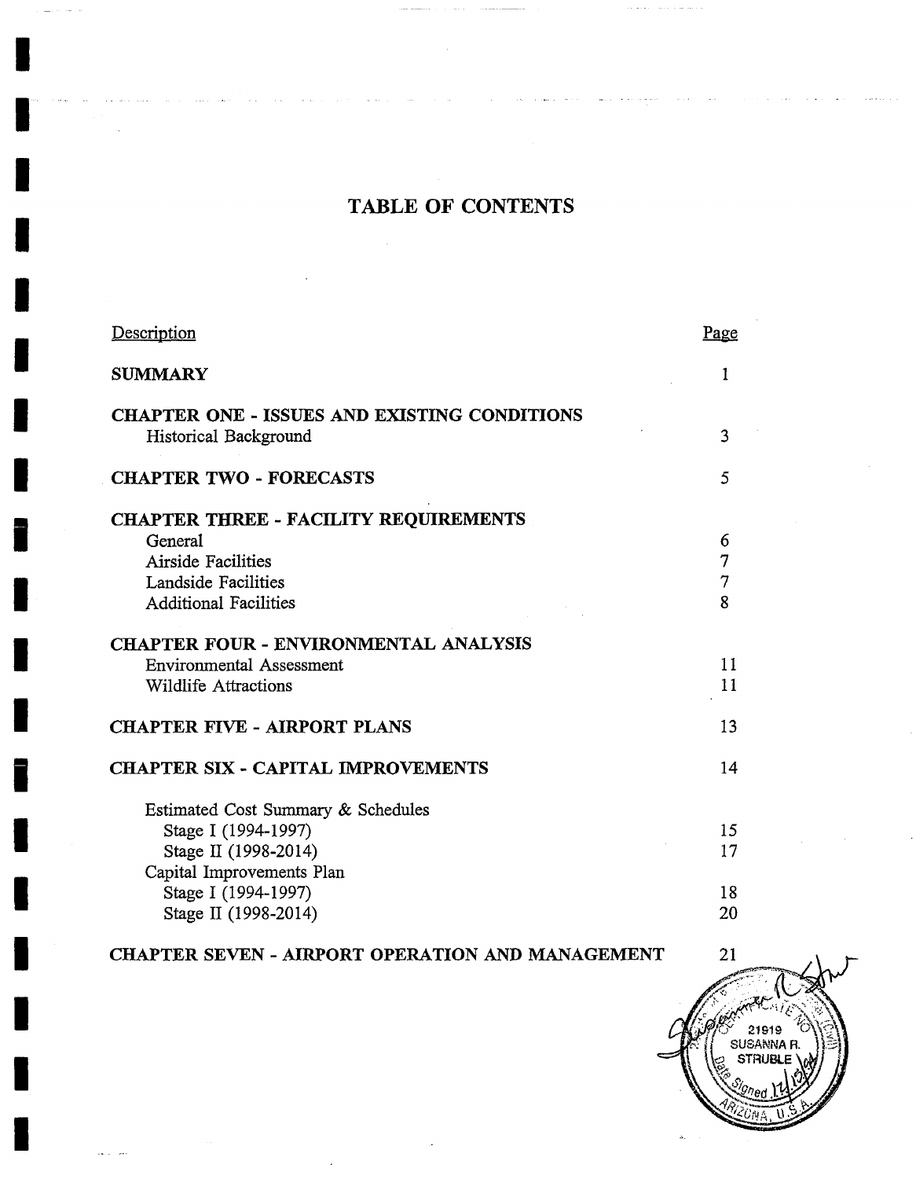# TABLE OF CONTENTS

| Description | Page |
|---|---|
| **SUMMARY** | 1 |
| **CHAPTER ONE - ISSUES AND EXISTING CONDITIONS** | |
| Historical Background | 3 |
| **CHAPTER TWO - FORECASTS** | 5 |
| **CHAPTER THREE - FACILITY REQUIREMENTS** | |
| General | 6 |
| Airside Facilities | 7 |
| Landside Facilities | 7 |
| Additional Facilities | 8 |
| **CHAPTER FOUR - ENVIRONMENTAL ANALYSIS** | |
| Environmental Assessment | 11 |
| Wildlife Attractions | 11 |
| **CHAPTER FIVE - AIRPORT PLANS** | 13 |
| **CHAPTER SIX - CAPITAL IMPROVEMENTS** | 14 |
| Estimated Cost Summary & Schedules | |
| Stage I (1994-1997) | 15 |
| Stage II (1998-2014) | 17 |
| Capital Improvements Plan | |
| Stage I (1994-1997) | 18 |
| Stage II (1998-2014) | 20 |
| **CHAPTER SEVEN - AIRPORT OPERATION AND MANAGEMENT** | 21 |

21919
SUSANNA R.
STRUBLE
Date Signed 12/15/94
ARIZONA, U.S.A.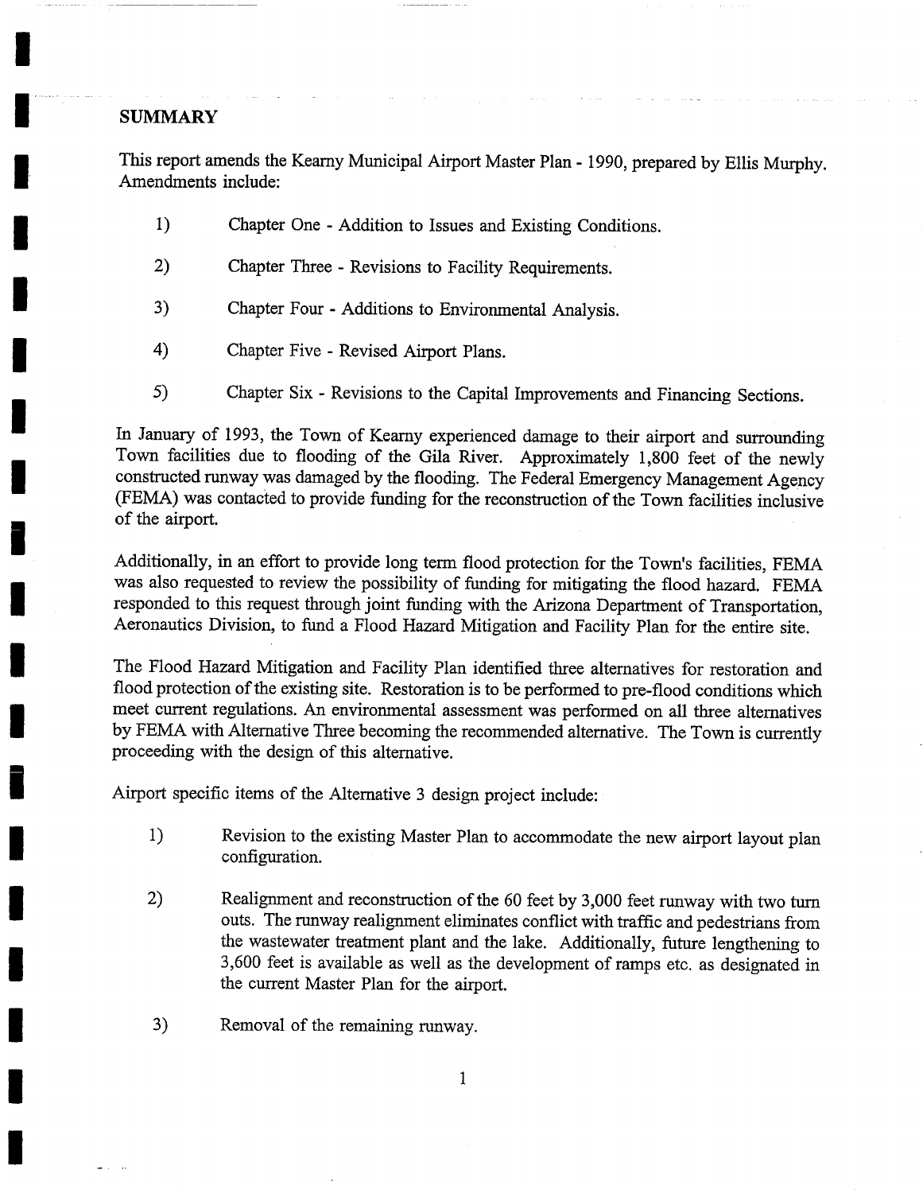## SUMMARY

This report amends the Kearny Municipal Airport Master Plan - 1990, prepared by Ellis Murphy. Amendments include:

1) Chapter One - Addition to Issues and Existing Conditions.

2) Chapter Three - Revisions to Facility Requirements.

3) Chapter Four - Additions to Environmental Analysis.

4) Chapter Five - Revised Airport Plans.

5) Chapter Six - Revisions to the Capital Improvements and Financing Sections.

In January of 1993, the Town of Kearny experienced damage to their airport and surrounding Town facilities due to flooding of the Gila River. Approximately 1,800 feet of the newly constructed runway was damaged by the flooding. The Federal Emergency Management Agency (FEMA) was contacted to provide funding for the reconstruction of the Town facilities inclusive of the airport.

Additionally, in an effort to provide long term flood protection for the Town's facilities, FEMA was also requested to review the possibility of funding for mitigating the flood hazard. FEMA responded to this request through joint funding with the Arizona Department of Transportation, Aeronautics Division, to fund a Flood Hazard Mitigation and Facility Plan for the entire site.

The Flood Hazard Mitigation and Facility Plan identified three alternatives for restoration and flood protection of the existing site. Restoration is to be performed to pre-flood conditions which meet current regulations. An environmental assessment was performed on all three alternatives by FEMA with Alternative Three becoming the recommended alternative. The Town is currently proceeding with the design of this alternative.

Airport specific items of the Alternative 3 design project include:

1) Revision to the existing Master Plan to accommodate the new airport layout plan configuration.

2) Realignment and reconstruction of the 60 feet by 3,000 feet runway with two turn outs. The runway realignment eliminates conflict with traffic and pedestrians from the wastewater treatment plant and the lake. Additionally, future lengthening to 3,600 feet is available as well as the development of ramps etc. as designated in the current Master Plan for the airport.

3) Removal of the remaining runway.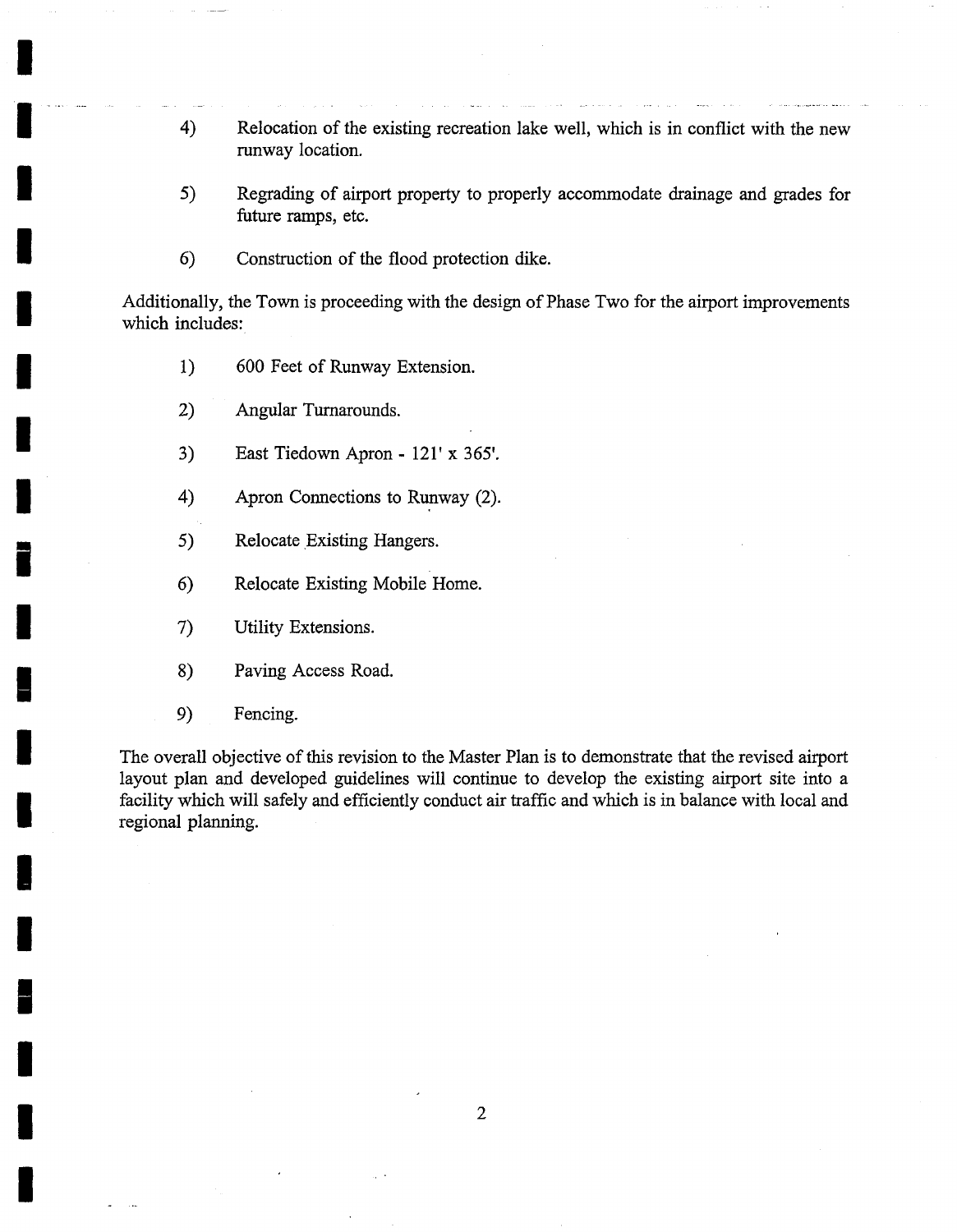4) Relocation of the existing recreation lake well, which is in conflict with the new runway location.

5) Regrading of airport property to properly accommodate drainage and grades for future ramps, etc.

6) Construction of the flood protection dike.

Additionally, the Town is proceeding with the design of Phase Two for the airport improvements which includes:

1) 600 Feet of Runway Extension.

2) Angular Turnarounds.

3) East Tiedown Apron - 121' x 365'.

4) Apron Connections to Runway (2).

5) Relocate Existing Hangers.

6) Relocate Existing Mobile Home.

7) Utility Extensions.

8) Paving Access Road.

9) Fencing.

The overall objective of this revision to the Master Plan is to demonstrate that the revised airport layout plan and developed guidelines will continue to develop the existing airport site into a facility which will safely and efficiently conduct air traffic and which is in balance with local and regional planning.